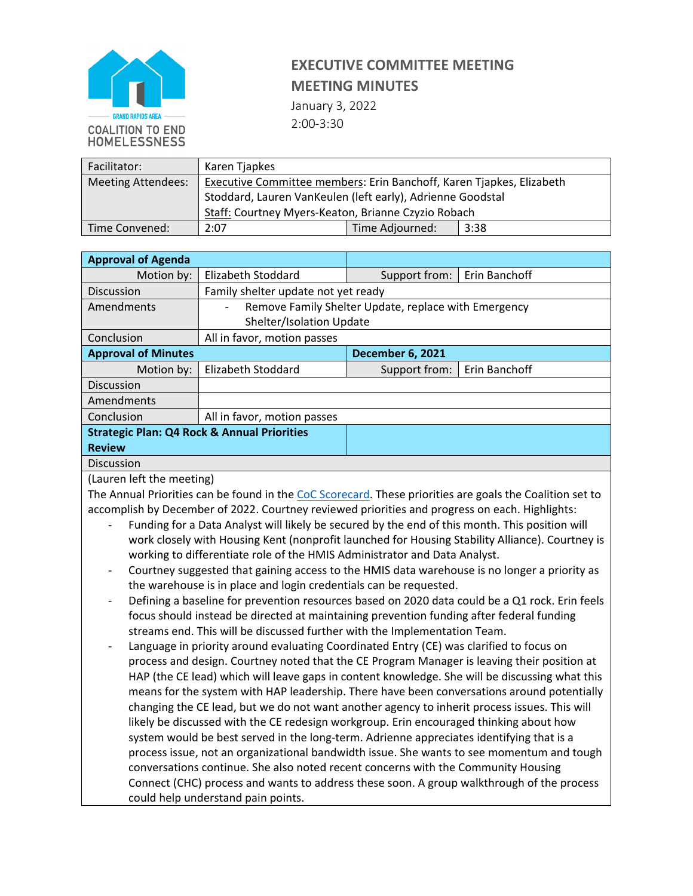GRAND RAPIDS AREA COALITION TO END HOMELESSNESS

# EXECUTIVE COMMITTEE MEETING
# MEETING MINUTES

January 3, 2022
2:00-3:30

| Facilitator: | Karen Tjapkes | | |
|---|---|---|---|
| Meeting Attendees: | Executive Committee members: Erin Banchoff, Karen Tjapkes, Elizabeth Stoddard, Lauren VanKeulen (left early), Adrienne Goodstal<br>Staff: Courtney Myers-Keaton, Brianne Czyzio Robach | | |
| Time Convened: | 2:07 | Time Adjourned: | 3:38 |

| **Approval of Agenda** | | | |
|---|---|---|---|
| Motion by: | Elizabeth Stoddard | Support from: | Erin Banchoff |
| Discussion | Family shelter update not yet ready | | |
| Amendments | - Remove Family Shelter Update, replace with Emergency Shelter/Isolation Update | | |
| Conclusion | All in favor, motion passes | | |
| **Approval of Minutes** | | **December 6, 2021** | |
| Motion by: | Elizabeth Stoddard | Support from: | Erin Banchoff |
| Discussion | | | |
| Amendments | | | |
| Conclusion | All in favor, motion passes | | |
| **Strategic Plan: Q4 Rock & Annual Priorities Review** | | | |
| Discussion | | | |

(Lauren left the meeting)

The Annual Priorities can be found in the CoC Scorecard. These priorities are goals the Coalition set to accomplish by December of 2022. Courtney reviewed priorities and progress on each. Highlights:

- Funding for a Data Analyst will likely be secured by the end of this month. This position will work closely with Housing Kent (nonprofit launched for Housing Stability Alliance). Courtney is working to differentiate role of the HMIS Administrator and Data Analyst.
- Courtney suggested that gaining access to the HMIS data warehouse is no longer a priority as the warehouse is in place and login credentials can be requested.
- Defining a baseline for prevention resources based on 2020 data could be a Q1 rock. Erin feels focus should instead be directed at maintaining prevention funding after federal funding streams end. This will be discussed further with the Implementation Team.
- Language in priority around evaluating Coordinated Entry (CE) was clarified to focus on process and design. Courtney noted that the CE Program Manager is leaving their position at HAP (the CE lead) which will leave gaps in content knowledge. She will be discussing what this means for the system with HAP leadership. There have been conversations around potentially changing the CE lead, but we do not want another agency to inherit process issues. This will likely be discussed with the CE redesign workgroup. Erin encouraged thinking about how system would be best served in the long-term. Adrienne appreciates identifying that is a process issue, not an organizational bandwidth issue. She wants to see momentum and tough conversations continue. She also noted recent concerns with the Community Housing Connect (CHC) process and wants to address these soon. A group walkthrough of the process could help understand pain points.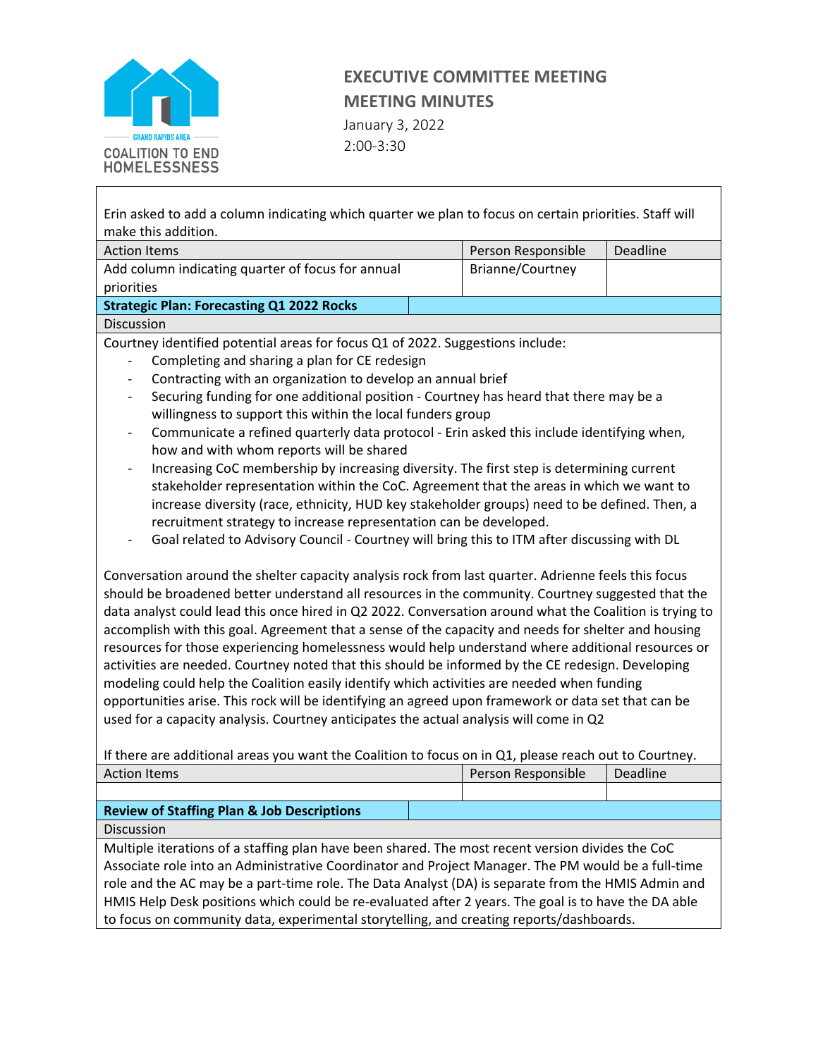# EXECUTIVE COMMITTEE MEETING MEETING MINUTES

January 3, 2022
2:00-3:30

Erin asked to add a column indicating which quarter we plan to focus on certain priorities. Staff will make this addition.

| Action Items | Person Responsible | Deadline |
|---|---|---|
| Add column indicating quarter of focus for annual priorities | Brianne/Courtney | |

**Strategic Plan: Forecasting Q1 2022 Rocks**

Discussion

Courtney identified potential areas for focus Q1 of 2022. Suggestions include:

- Completing and sharing a plan for CE redesign
- Contracting with an organization to develop an annual brief
- Securing funding for one additional position - Courtney has heard that there may be a willingness to support this within the local funders group
- Communicate a refined quarterly data protocol - Erin asked this include identifying when, how and with whom reports will be shared
- Increasing CoC membership by increasing diversity. The first step is determining current stakeholder representation within the CoC. Agreement that the areas in which we want to increase diversity (race, ethnicity, HUD key stakeholder groups) need to be defined. Then, a recruitment strategy to increase representation can be developed.
- Goal related to Advisory Council - Courtney will bring this to ITM after discussing with DL

Conversation around the shelter capacity analysis rock from last quarter. Adrienne feels this focus should be broadened better understand all resources in the community. Courtney suggested that the data analyst could lead this once hired in Q2 2022. Conversation around what the Coalition is trying to accomplish with this goal. Agreement that a sense of the capacity and needs for shelter and housing resources for those experiencing homelessness would help understand where additional resources or activities are needed. Courtney noted that this should be informed by the CE redesign. Developing modeling could help the Coalition easily identify which activities are needed when funding opportunities arise. This rock will be identifying an agreed upon framework or data set that can be used for a capacity analysis. Courtney anticipates the actual analysis will come in Q2

If there are additional areas you want the Coalition to focus on in Q1, please reach out to Courtney.

| Action Items | Person Responsible | Deadline |
|---|---|---|
| | | |

**Review of Staffing Plan & Job Descriptions**

Discussion

Multiple iterations of a staffing plan have been shared. The most recent version divides the CoC Associate role into an Administrative Coordinator and Project Manager. The PM would be a full-time role and the AC may be a part-time role. The Data Analyst (DA) is separate from the HMIS Admin and HMIS Help Desk positions which could be re-evaluated after 2 years. The goal is to have the DA able to focus on community data, experimental storytelling, and creating reports/dashboards.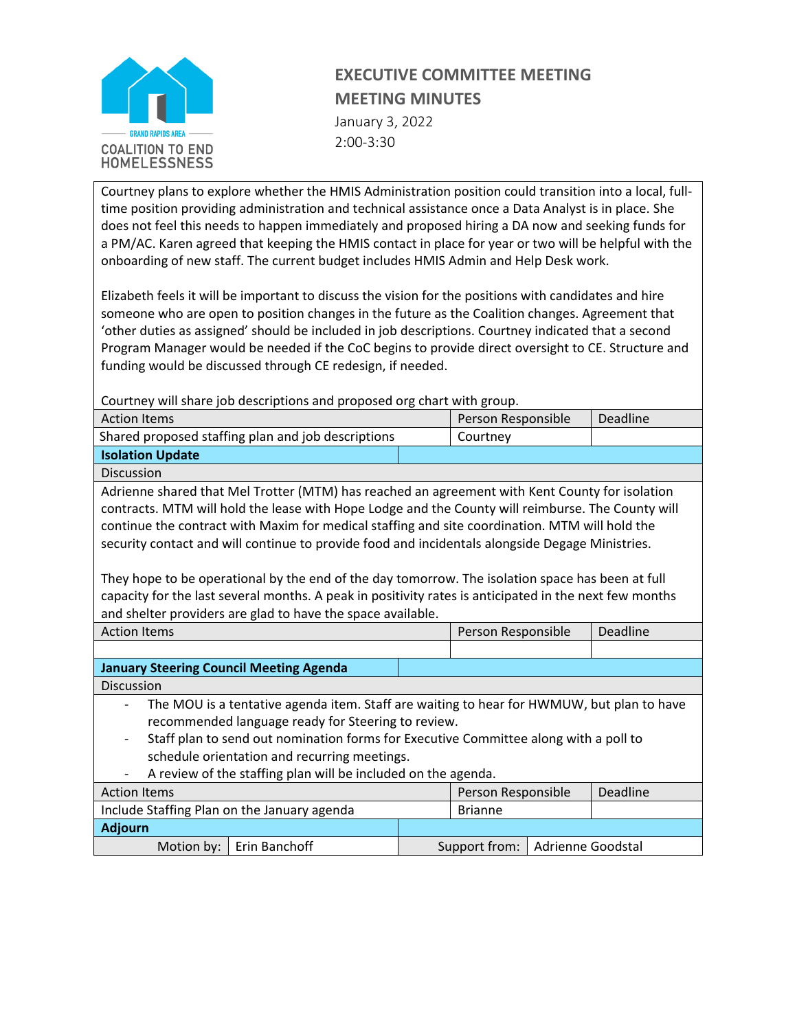# EXECUTIVE COMMITTEE MEETING
# MEETING MINUTES

January 3, 2022
2:00-3:30

Courtney plans to explore whether the HMIS Administration position could transition into a local, full-time position providing administration and technical assistance once a Data Analyst is in place. She does not feel this needs to happen immediately and proposed hiring a DA now and seeking funds for a PM/AC. Karen agreed that keeping the HMIS contact in place for year or two will be helpful with the onboarding of new staff. The current budget includes HMIS Admin and Help Desk work.

Elizabeth feels it will be important to discuss the vision for the positions with candidates and hire someone who are open to position changes in the future as the Coalition changes. Agreement that 'other duties as assigned' should be included in job descriptions. Courtney indicated that a second Program Manager would be needed if the CoC begins to provide direct oversight to CE. Structure and funding would be discussed through CE redesign, if needed.

Courtney will share job descriptions and proposed org chart with group.

| Action Items | Person Responsible | Deadline |
|---|---|---|
| Shared proposed staffing plan and job descriptions | Courtney | |

## Isolation Update

Discussion

Adrienne shared that Mel Trotter (MTM) has reached an agreement with Kent County for isolation contracts. MTM will hold the lease with Hope Lodge and the County will reimburse. The County will continue the contract with Maxim for medical staffing and site coordination. MTM will hold the security contact and will continue to provide food and incidentals alongside Degage Ministries.

They hope to be operational by the end of the day tomorrow. The isolation space has been at full capacity for the last several months. A peak in positivity rates is anticipated in the next few months and shelter providers are glad to have the space available.

| Action Items | Person Responsible | Deadline |
|---|---|---|
| | | |

## January Steering Council Meeting Agenda

Discussion

- The MOU is a tentative agenda item. Staff are waiting to hear for HWMUW, but plan to have recommended language ready for Steering to review.
- Staff plan to send out nomination forms for Executive Committee along with a poll to schedule orientation and recurring meetings.
- A review of the staffing plan will be included on the agenda.

| Action Items | Person Responsible | Deadline |
|---|---|---|
| Include Staffing Plan on the January agenda | Brianne | |

## Adjourn

| | | | |
|---|---|---|---|
| Motion by: | Erin Banchoff | Support from: | Adrienne Goodstal |